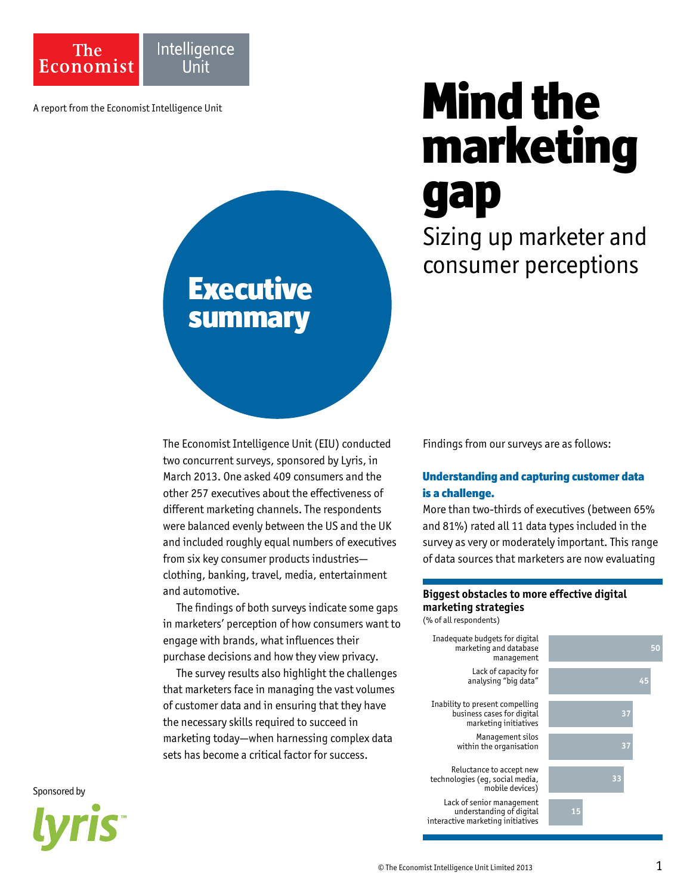The Economist Intelligence Unit

A report from the Economist Intelligence Unit

# Mind the marketing gap

## Sizing up marketer and consumer perceptions

## Executive summary

The Economist Intelligence Unit (EIU) conducted two concurrent surveys, sponsored by Lyris, in March 2013. One asked 409 consumers and the other 257 executives about the effectiveness of different marketing channels. The respondents were balanced evenly between the US and the UK and included roughly equal numbers of executives from six key consumer products industries—clothing, banking, travel, media, entertainment and automotive.

The findings of both surveys indicate some gaps in marketers' perception of how consumers want to engage with brands, what influences their purchase decisions and how they view privacy.

The survey results also highlight the challenges that marketers face in managing the vast volumes of customer data and in ensuring that they have the necessary skills required to succeed in marketing today—when harnessing complex data sets has become a critical factor for success.

Findings from our surveys are as follows:

### Understanding and capturing customer data is a challenge.

More than two-thirds of executives (between 65% and 81%) rated all 11 data types included in the survey as very or moderately important. This range of data sources that marketers are now evaluating

**Biggest obstacles to more effective digital marketing strategies**
(% of all respondents)

| Obstacle | % |
| --- | --- |
| Inadequate budgets for digital marketing and database management | 50 |
| Lack of capacity for analysing "big data" | 45 |
| Inability to present compelling business cases for digital marketing initiatives | 37 |
| Management silos within the organisation | 37 |
| Reluctance to accept new technologies (eg, social media, mobile devices) | 33 |
| Lack of senior management understanding of digital interactive marketing initiatives | 15 |

Sponsored by lyris™

© The Economist Intelligence Unit Limited 2013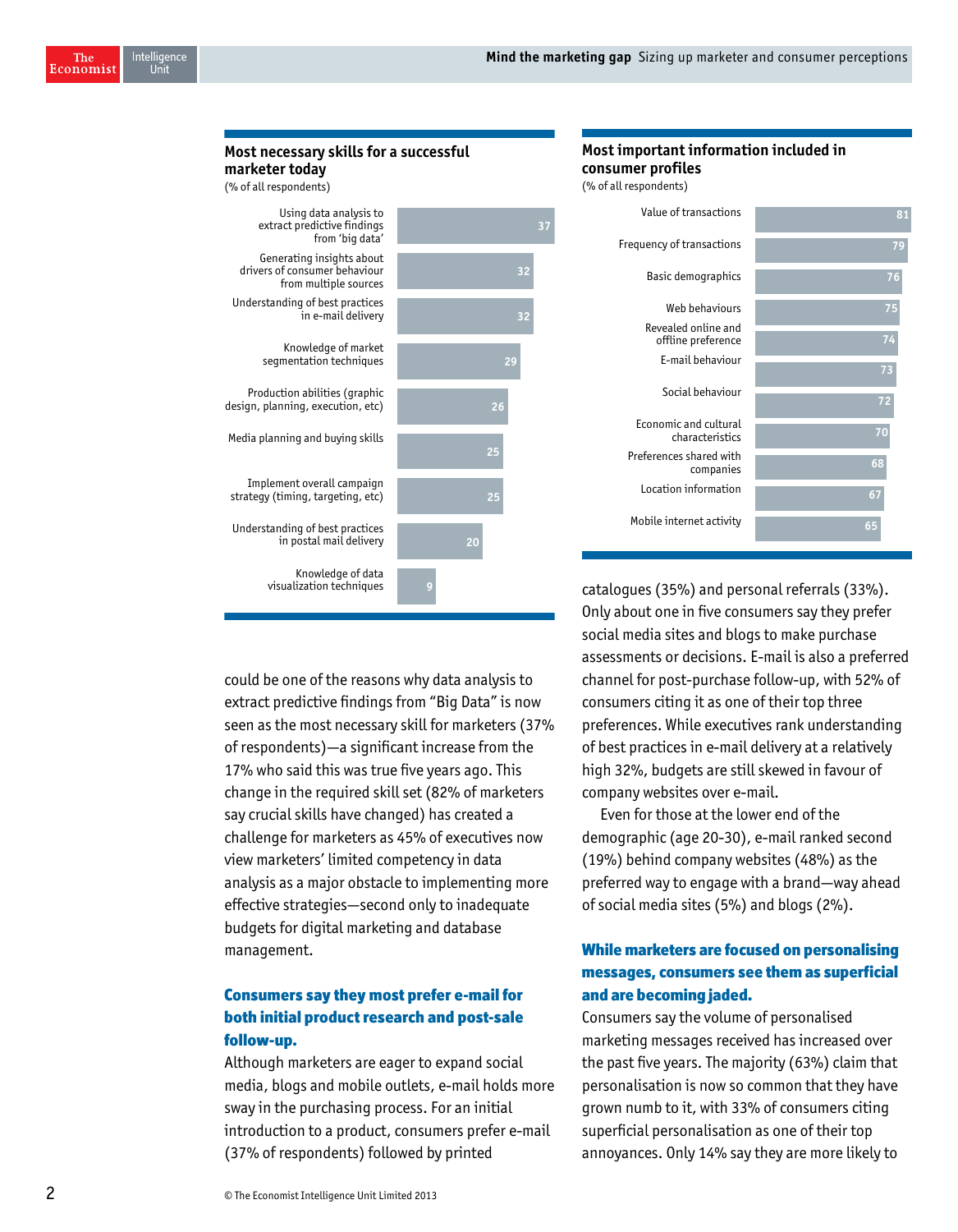### Most necessary skills for a successful marketer today

(% of all respondents)

| Skill | % |
|---|---|
| Using data analysis to extract predictive findings from 'big data' | 37 |
| Generating insights about drivers of consumer behaviour from multiple sources | 32 |
| Understanding of best practices in e-mail delivery | 32 |
| Knowledge of market segmentation techniques | 29 |
| Production abilities (graphic design, planning, execution, etc) | 26 |
| Media planning and buying skills | 25 |
| Implement overall campaign strategy (timing, targeting, etc) | 25 |
| Understanding of best practices in postal mail delivery | 20 |
| Knowledge of data visualization techniques | 9 |

### Most important information included in consumer profiles

(% of all respondents)

| Information | % |
|---|---|
| Value of transactions | 81 |
| Frequency of transactions | 79 |
| Basic demographics | 76 |
| Web behaviours | 75 |
| Revealed online and offline preference | 74 |
| E-mail behaviour | 73 |
| Social behaviour | 72 |
| Economic and cultural characteristics | 70 |
| Preferences shared with companies | 68 |
| Location information | 67 |
| Mobile internet activity | 65 |

could be one of the reasons why data analysis to extract predictive findings from "Big Data" is now seen as the most necessary skill for marketers (37% of respondents)—a significant increase from the 17% who said this was true five years ago. This change in the required skill set (82% of marketers say crucial skills have changed) has created a challenge for marketers as 45% of executives now view marketers' limited competency in data analysis as a major obstacle to implementing more effective strategies—second only to inadequate budgets for digital marketing and database management.

## Consumers say they most prefer e-mail for both initial product research and post-sale follow-up.

Although marketers are eager to expand social media, blogs and mobile outlets, e-mail holds more sway in the purchasing process. For an initial introduction to a product, consumers prefer e-mail (37% of respondents) followed by printed catalogues (35%) and personal referrals (33%). Only about one in five consumers say they prefer social media sites and blogs to make purchase assessments or decisions. E-mail is also a preferred channel for post-purchase follow-up, with 52% of consumers citing it as one of their top three preferences. While executives rank understanding of best practices in e-mail delivery at a relatively high 32%, budgets are still skewed in favour of company websites over e-mail.

Even for those at the lower end of the demographic (age 20-30), e-mail ranked second (19%) behind company websites (48%) as the preferred way to engage with a brand—way ahead of social media sites (5%) and blogs (2%).

## While marketers are focused on personalising messages, consumers see them as superficial and are becoming jaded.

Consumers say the volume of personalised marketing messages received has increased over the past five years. The majority (63%) claim that personalisation is now so common that they have grown numb to it, with 33% of consumers citing superficial personalisation as one of their top annoyances. Only 14% say they are more likely to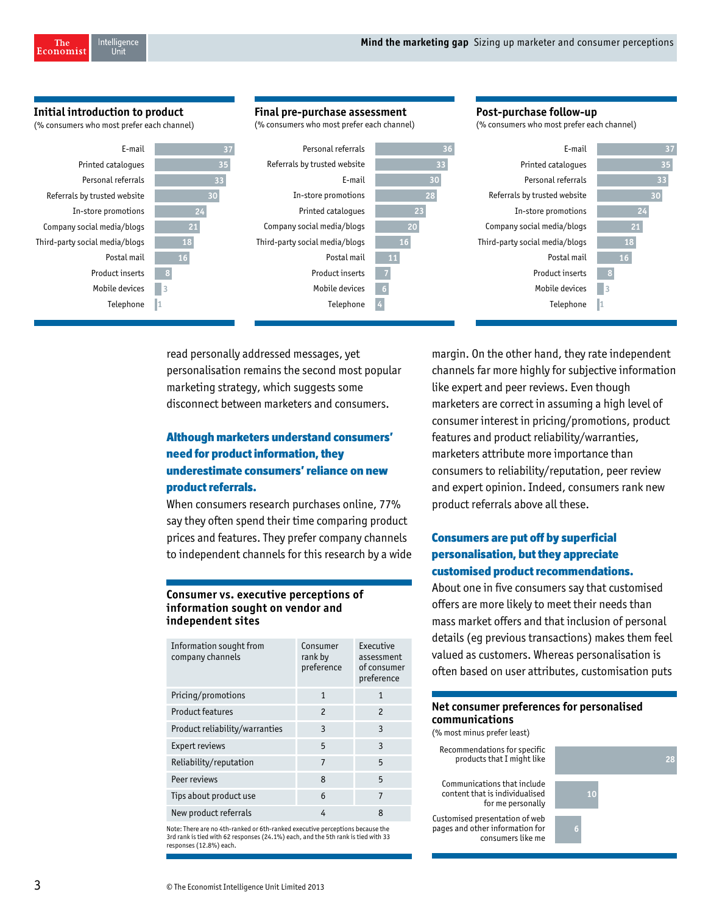### Initial introduction to product

(% consumers who most prefer each channel)

| Channel | % |
|---|---|
| E-mail | 37 |
| Printed catalogues | 35 |
| Personal referrals | 33 |
| Referrals by trusted website | 30 |
| In-store promotions | 24 |
| Company social media/blogs | 21 |
| Third-party social media/blogs | 18 |
| Postal mail | 16 |
| Product inserts | 8 |
| Mobile devices | 3 |
| Telephone | 1 |

### Final pre-purchase assessment

(% consumers who most prefer each channel)

| Channel | % |
|---|---|
| Personal referrals | 36 |
| Referrals by trusted website | 33 |
| E-mail | 30 |
| In-store promotions | 28 |
| Printed catalogues | 23 |
| Company social media/blogs | 20 |
| Third-party social media/blogs | 16 |
| Postal mail | 11 |
| Product inserts | 7 |
| Mobile devices | 6 |
| Telephone | 4 |

### Post-purchase follow-up

(% consumers who most prefer each channel)

| Channel | % |
|---|---|
| E-mail | 37 |
| Printed catalogues | 35 |
| Personal referrals | 33 |
| Referrals by trusted website | 30 |
| In-store promotions | 24 |
| Company social media/blogs | 21 |
| Third-party social media/blogs | 18 |
| Postal mail | 16 |
| Product inserts | 8 |
| Mobile devices | 3 |
| Telephone | 1 |

read personally addressed messages, yet personalisation remains the second most popular marketing strategy, which suggests some disconnect between marketers and consumers.

## Although marketers understand consumers' need for product information, they underestimate consumers' reliance on new product referrals.

When consumers research purchases online, 77% say they often spend their time comparing product prices and features. They prefer company channels to independent channels for this research by a wide margin. On the other hand, they rate independent channels far more highly for subjective information like expert and peer reviews. Even though marketers are correct in assuming a high level of consumer interest in pricing/promotions, product features and product reliability/warranties, marketers attribute more importance than consumers to reliability/reputation, peer review and expert opinion. Indeed, consumers rank new product referrals above all these.

### Consumer vs. executive perceptions of information sought on vendor and independent sites

| Information sought from company channels | Consumer rank by preference | Executive assessment of consumer preference |
|---|---|---|
| Pricing/promotions | 1 | 1 |
| Product features | 2 | 2 |
| Product reliability/warranties | 3 | 3 |
| Expert reviews | 5 | 3 |
| Reliability/reputation | 7 | 5 |
| Peer reviews | 8 | 5 |
| Tips about product use | 6 | 7 |
| New product referrals | 4 | 8 |

Note: There are no 4th-ranked or 6th-ranked executive perceptions because the 3rd rank is tied with 62 responses (24.1%) each, and the 5th rank is tied with 33 responses (12.8%) each.

## Consumers are put off by superficial personalisation, but they appreciate customised product recommendations.

About one in five consumers say that customised offers are more likely to meet their needs than mass market offers and that inclusion of personal details (eg previous transactions) makes them feel valued as customers. Whereas personalisation is often based on user attributes, customisation puts

### Net consumer preferences for personalised communications

(% most minus prefer least)

| Communication | % |
|---|---|
| Recommendations for specific products that I might like | 28 |
| Communications that include content that is individualised for me personally | 10 |
| Customised presentation of web pages and other information for consumers like me | 6 |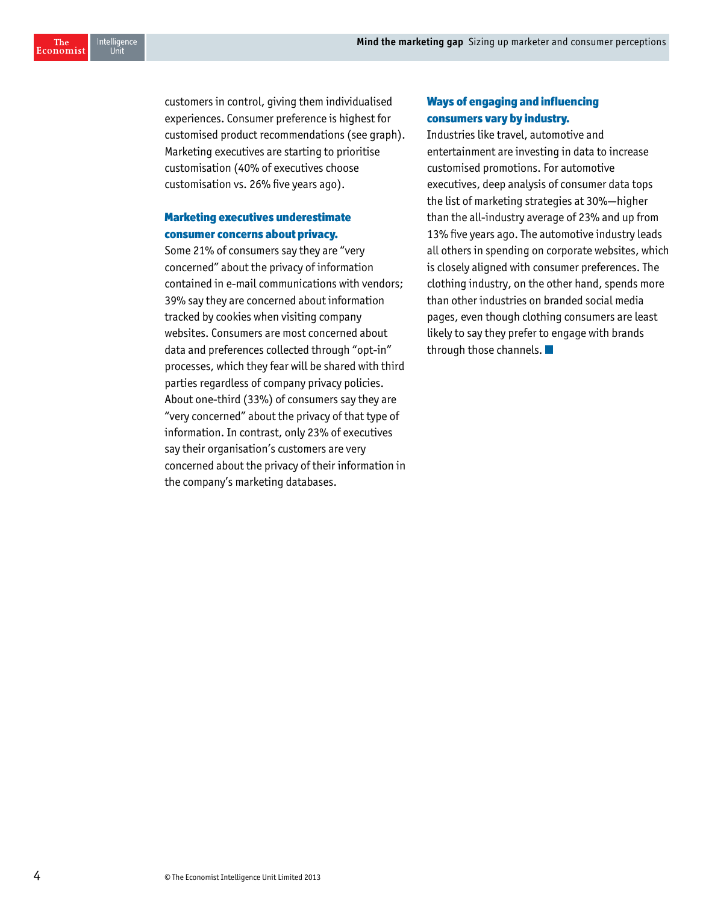customers in control, giving them individualised experiences. Consumer preference is highest for customised product recommendations (see graph). Marketing executives are starting to prioritise customisation (40% of executives choose customisation vs. 26% five years ago).

## Marketing executives underestimate consumer concerns about privacy.

Some 21% of consumers say they are "very concerned" about the privacy of information contained in e-mail communications with vendors; 39% say they are concerned about information tracked by cookies when visiting company websites. Consumers are most concerned about data and preferences collected through "opt-in" processes, which they fear will be shared with third parties regardless of company privacy policies. About one-third (33%) of consumers say they are "very concerned" about the privacy of that type of information. In contrast, only 23% of executives say their organisation's customers are very concerned about the privacy of their information in the company's marketing databases.

## Ways of engaging and influencing consumers vary by industry.

Industries like travel, automotive and entertainment are investing in data to increase customised promotions. For automotive executives, deep analysis of consumer data tops the list of marketing strategies at 30%—higher than the all-industry average of 23% and up from 13% five years ago. The automotive industry leads all others in spending on corporate websites, which is closely aligned with consumer preferences. The clothing industry, on the other hand, spends more than other industries on branded social media pages, even though clothing consumers are least likely to say they prefer to engage with brands through those channels. ■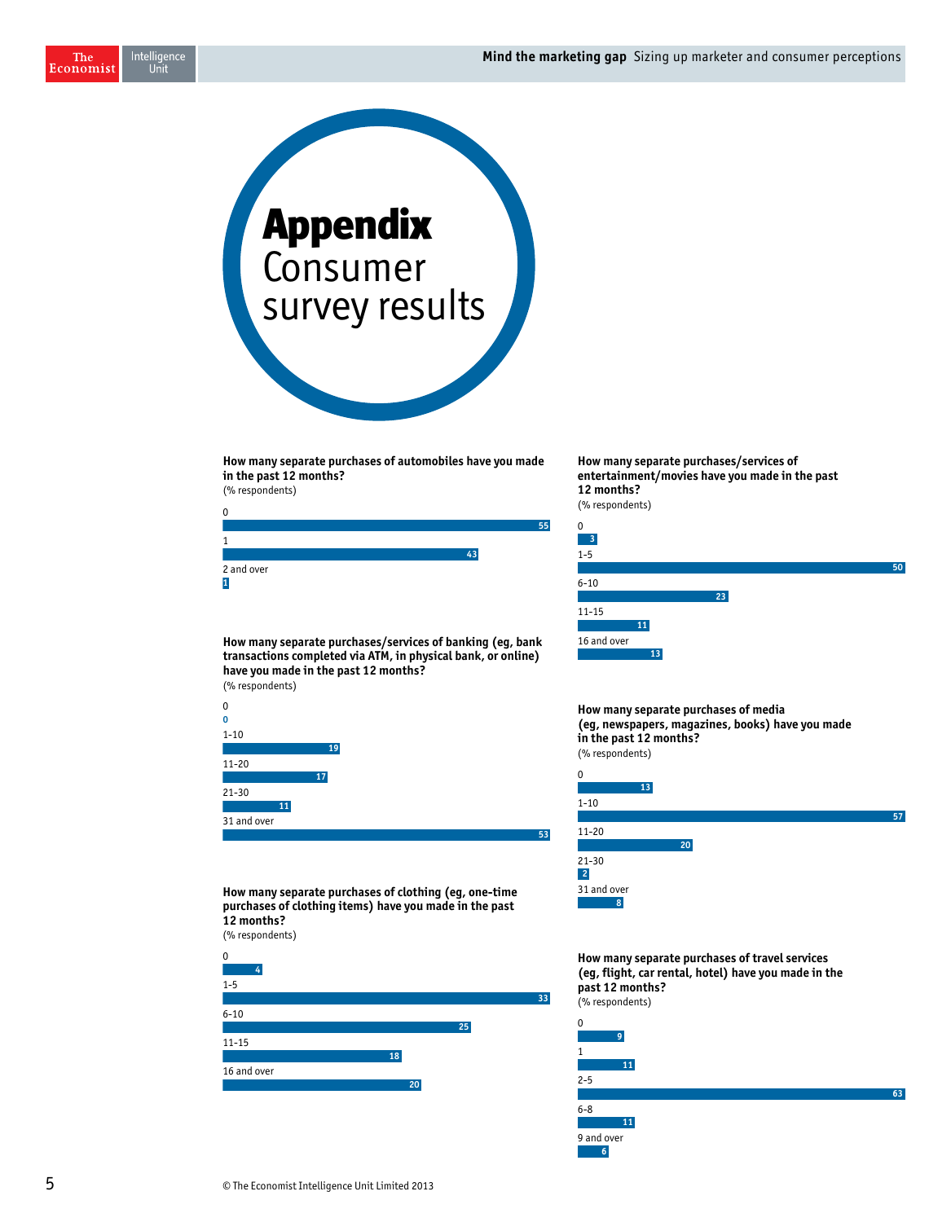# Appendix Consumer survey results

**How many separate purchases of automobiles have you made in the past 12 months?**
(% respondents)

| Response | % |
|---|---|
| 0 | 55 |
| 1 | 43 |
| 2 and over | 1 |

**How many separate purchases/services of banking (eg, bank transactions completed via ATM, in physical bank, or online) have you made in the past 12 months?**
(% respondents)

| Response | % |
|---|---|
| 0 | 0 |
| 1-10 | 19 |
| 11-20 | 17 |
| 21-30 | 11 |
| 31 and over | 53 |

**How many separate purchases of clothing (eg, one-time purchases of clothing items) have you made in the past 12 months?**
(% respondents)

| Response | % |
|---|---|
| 0 | 4 |
| 1-5 | 33 |
| 6-10 | 25 |
| 11-15 | 18 |
| 16 and over | 20 |

**How many separate purchases/services of entertainment/movies have you made in the past 12 months?**
(% respondents)

| Response | % |
|---|---|
| 0 | 3 |
| 1-5 | 50 |
| 6-10 | 23 |
| 11-15 | 11 |
| 16 and over | 13 |

**How many separate purchases of media (eg, newspapers, magazines, books) have you made in the past 12 months?**
(% respondents)

| Response | % |
|---|---|
| 0 | 13 |
| 1-10 | 57 |
| 11-20 | 20 |
| 21-30 | 2 |
| 31 and over | 8 |

**How many separate purchases of travel services (eg, flight, car rental, hotel) have you made in the past 12 months?**
(% respondents)

| Response | % |
|---|---|
| 0 | 9 |
| 1 | 11 |
| 2-5 | 63 |
| 6-8 | 11 |
| 9 and over | 6 |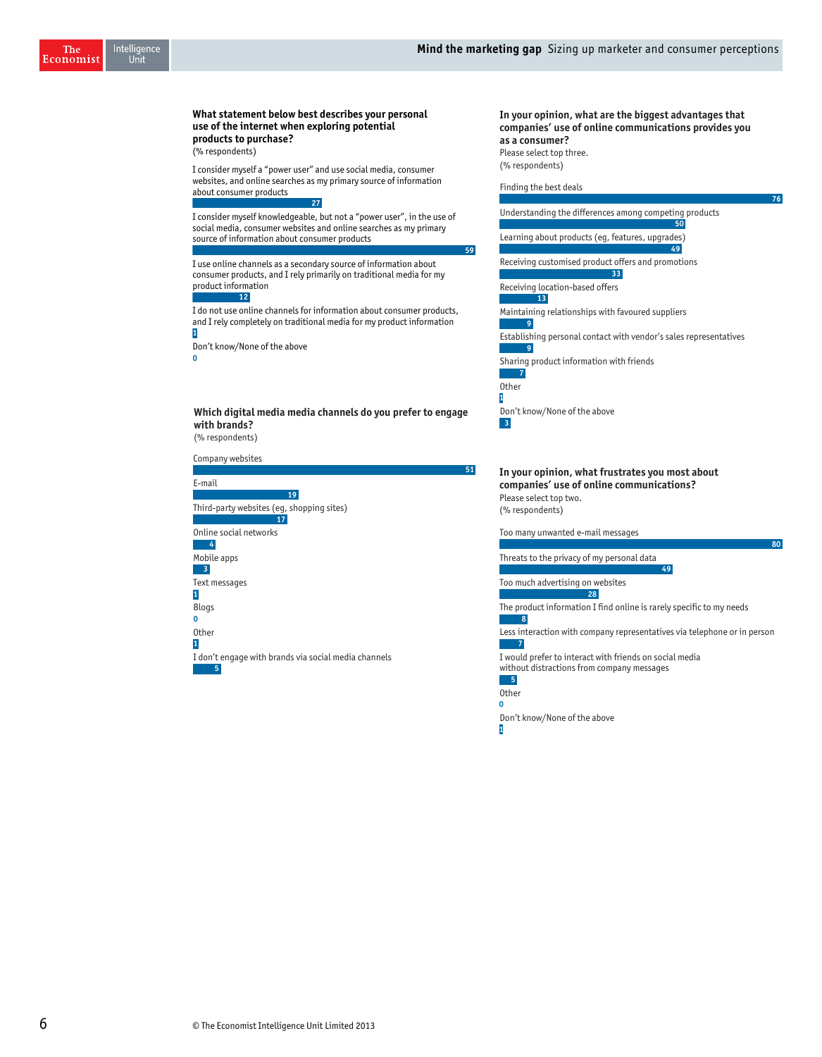**What statement below best describes your personal use of the internet when exploring potential products to purchase?**
(% respondents)

| Response | % |
| --- | --- |
| I consider myself a "power user" and use social media, consumer websites, and online searches as my primary source of information about consumer products | 27 |
| I consider myself knowledgeable, but not a "power user", in the use of social media, consumer websites and online searches as my primary source of information about consumer products | 59 |
| I use online channels as a secondary source of information about consumer products, and I rely primarily on traditional media for my product information | 12 |
| I do not use online channels for information about consumer products, and I rely completely on traditional media for my product information | 1 |
| Don't know/None of the above | 0 |

**Which digital media media channels do you prefer to engage with brands?**
(% respondents)

| Response | % |
| --- | --- |
| Company websites | 51 |
| E-mail | 19 |
| Third-party websites (eg, shopping sites) | 17 |
| Online social networks | 4 |
| Mobile apps | 3 |
| Text messages | 1 |
| Blogs | 0 |
| Other | 1 |
| I don't engage with brands via social media channels | 5 |

**In your opinion, what are the biggest advantages that companies' use of online communications provides you as a consumer?**
Please select top three.
(% respondents)

| Response | % |
| --- | --- |
| Finding the best deals | 76 |
| Understanding the differences among competing products | 50 |
| Learning about products (eg, features, upgrades) | 49 |
| Receiving customised product offers and promotions | 33 |
| Receiving location-based offers | 13 |
| Maintaining relationships with favoured suppliers | 9 |
| Establishing personal contact with vendor's sales representatives | 9 |
| Sharing product information with friends | 7 |
| Other | 1 |
| Don't know/None of the above | 3 |

**In your opinion, what frustrates you most about companies' use of online communications?**
Please select top two.
(% respondents)

| Response | % |
| --- | --- |
| Too many unwanted e-mail messages | 80 |
| Threats to the privacy of my personal data | 49 |
| Too much advertising on websites | 28 |
| The product information I find online is rarely specific to my needs | 8 |
| Less interaction with company representatives via telephone or in person | 7 |
| I would prefer to interact with friends on social media without distractions from company messages | 5 |
| Other | 0 |
| Don't know/None of the above | 1 |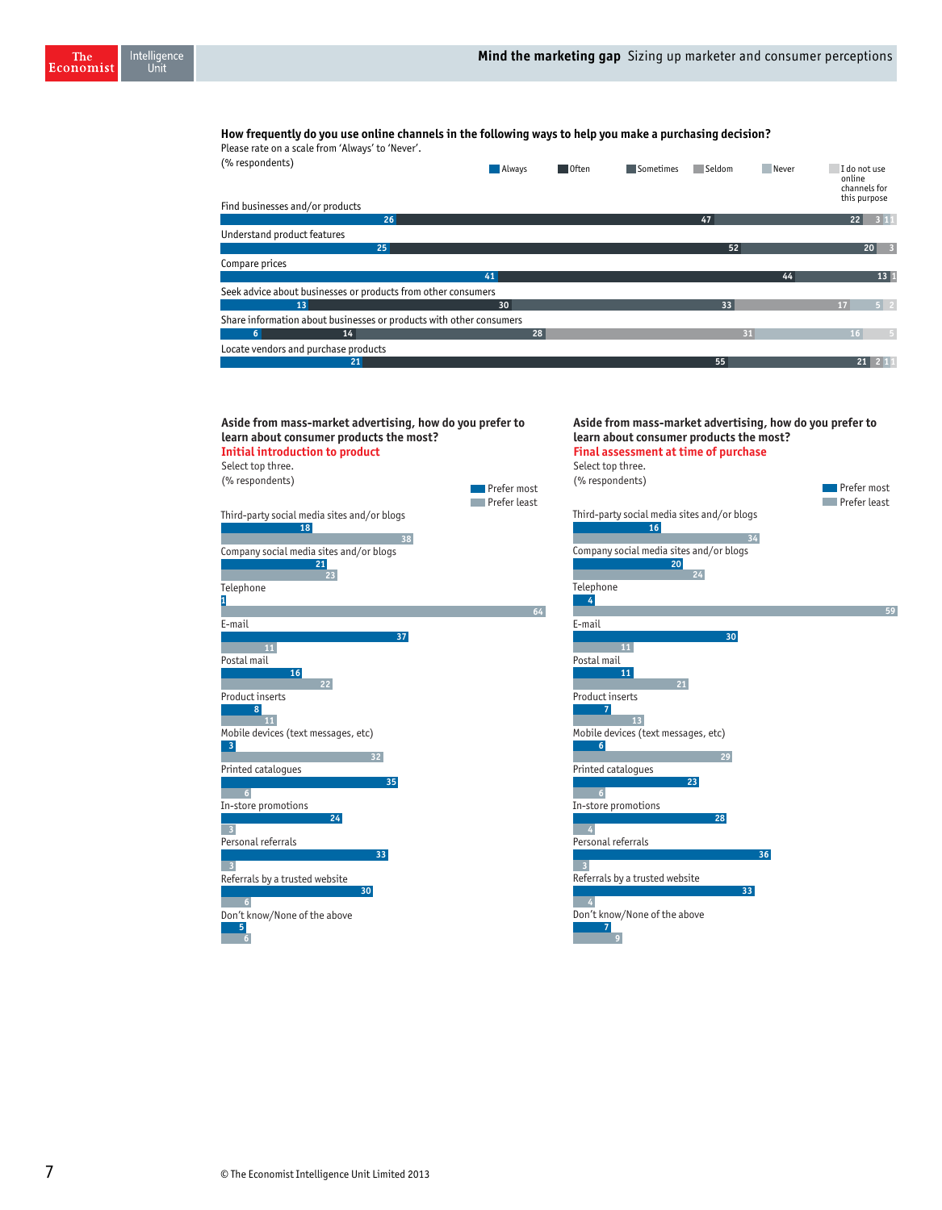**How frequently do you use online channels in the following ways to help you make a purchasing decision?**
Please rate on a scale from 'Always' to 'Never'.
(% respondents)

| | Always | Often | Sometimes | Seldom | Never | I do not use online channels for this purpose |
|---|---|---|---|---|---|---|
| Find businesses and/or products | 26 | 47 | 22 | 3 | 1 | 1 |
| Understand product features | 25 | 52 | 20 | 3 | | |
| Compare prices | 41 | 44 | 13 | 1 | | |
| Seek advice about businesses or products from other consumers | 13 | 30 | 33 | 17 | 5 | 2 |
| Share information about businesses or products with other consumers | 6 | 14 | 28 | 31 | 16 | 5 |
| Locate vendors and purchase products | 21 | 55 | 21 | 2 | 1 | 1 |

**Aside from mass-market advertising, how do you prefer to learn about consumer products the most?**
**Initial introduction to product**
Select top three.
(% respondents)

| | Prefer most | Prefer least |
|---|---|---|
| Third-party social media sites and/or blogs | 18 | 38 |
| Company social media sites and/or blogs | 21 | 23 |
| Telephone | 1 | 64 |
| E-mail | 37 | 11 |
| Postal mail | 16 | 22 |
| Product inserts | 8 | 11 |
| Mobile devices (text messages, etc) | 3 | 32 |
| Printed catalogues | 35 | 6 |
| In-store promotions | 24 | 3 |
| Personal referrals | 33 | 3 |
| Referrals by a trusted website | 30 | 6 |
| Don't know/None of the above | 5 | 6 |

**Aside from mass-market advertising, how do you prefer to learn about consumer products the most?**
**Final assessment at time of purchase**
Select top three.
(% respondents)

| | Prefer most | Prefer least |
|---|---|---|
| Third-party social media sites and/or blogs | 16 | 34 |
| Company social media sites and/or blogs | 20 | 24 |
| Telephone | 4 | 59 |
| E-mail | 30 | 11 |
| Postal mail | 11 | 21 |
| Product inserts | 7 | 13 |
| Mobile devices (text messages, etc) | 6 | 29 |
| Printed catalogues | 23 | 6 |
| In-store promotions | 28 | 4 |
| Personal referrals | 36 | 3 |
| Referrals by a trusted website | 33 | 4 |
| Don't know/None of the above | 7 | 9 |

© The Economist Intelligence Unit Limited 2013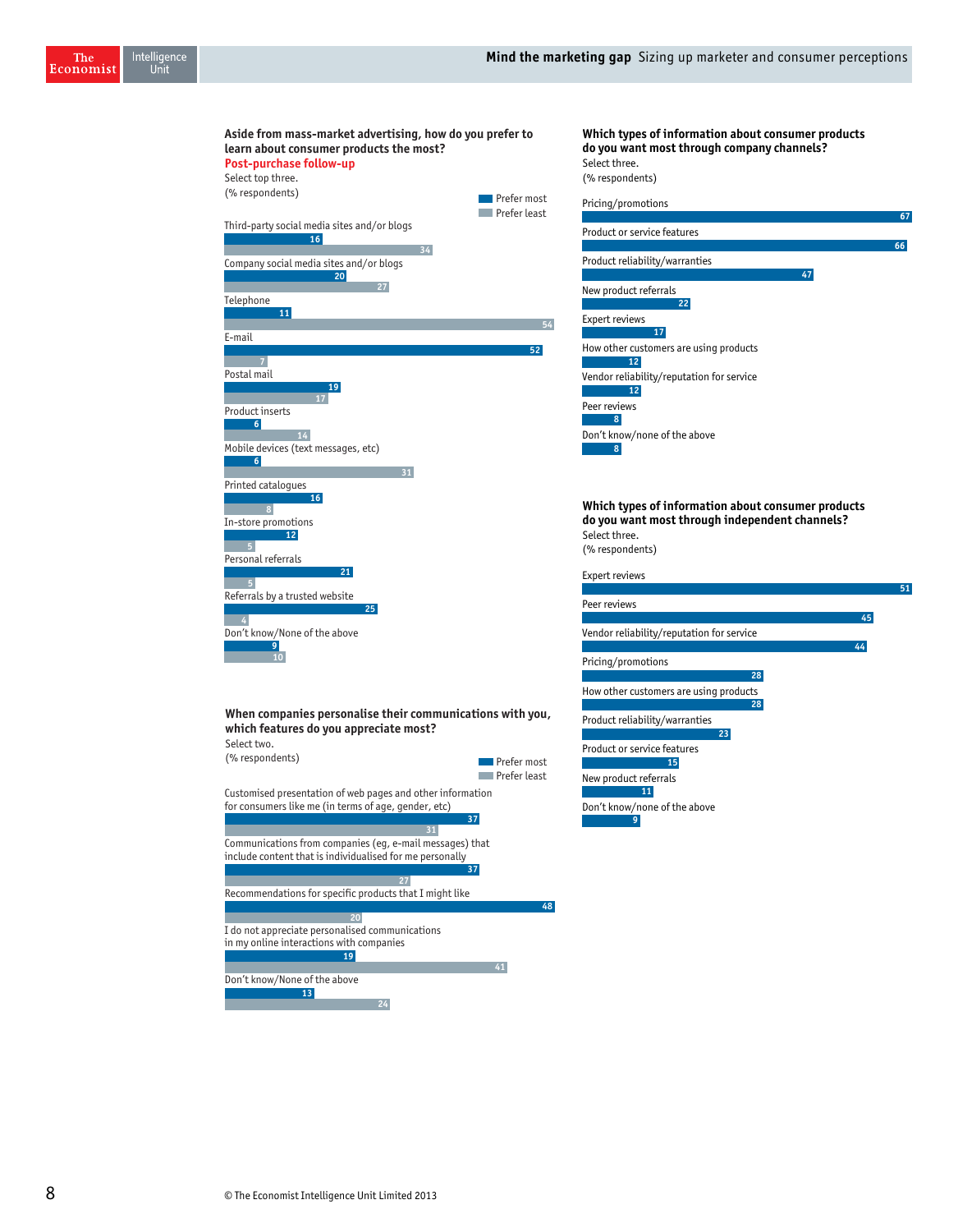**Aside from mass-market advertising, how do you prefer to learn about consumer products the most?**
**Post-purchase follow-up**
Select top three.
(% respondents)

| | Prefer most | Prefer least |
|---|---|---|
| Third-party social media sites and/or blogs | 16 | 34 |
| Company social media sites and/or blogs | 20 | 27 |
| Telephone | 11 | 54 |
| E-mail | 52 | 7 |
| Postal mail | 19 | 17 |
| Product inserts | 6 | 14 |
| Mobile devices (text messages, etc) | 6 | 31 |
| Printed catalogues | 16 | 8 |
| In-store promotions | 12 | 5 |
| Personal referrals | 21 | 5 |
| Referrals by a trusted website | 25 | 4 |
| Don't know/None of the above | 9 | 10 |

**When companies personalise their communications with you, which features do you appreciate most?**
Select two.
(% respondents)

| | Prefer most | Prefer least |
|---|---|---|
| Customised presentation of web pages and other information for consumers like me (in terms of age, gender, etc) | 37 | 31 |
| Communications from companies (eg, e-mail messages) that include content that is individualised for me personally | 37 | 27 |
| Recommendations for specific products that I might like | 48 | 20 |
| I do not appreciate personalised communications in my online interactions with companies | 19 | 41 |
| Don't know/None of the above | 13 | 24 |

**Which types of information about consumer products do you want most through company channels?**
Select three.
(% respondents)

| | % |
|---|---|
| Pricing/promotions | 67 |
| Product or service features | 66 |
| Product reliability/warranties | 47 |
| New product referrals | 22 |
| Expert reviews | 17 |
| How other customers are using products | 12 |
| Vendor reliability/reputation for service | 12 |
| Peer reviews | 8 |
| Don't know/none of the above | 8 |

**Which types of information about consumer products do you want most through independent channels?**
Select three.
(% respondents)

| | % |
|---|---|
| Expert reviews | 51 |
| Peer reviews | 45 |
| Vendor reliability/reputation for service | 44 |
| Pricing/promotions | 28 |
| How other customers are using products | 28 |
| Product reliability/warranties | 23 |
| Product or service features | 15 |
| New product referrals | 11 |
| Don't know/none of the above | 9 |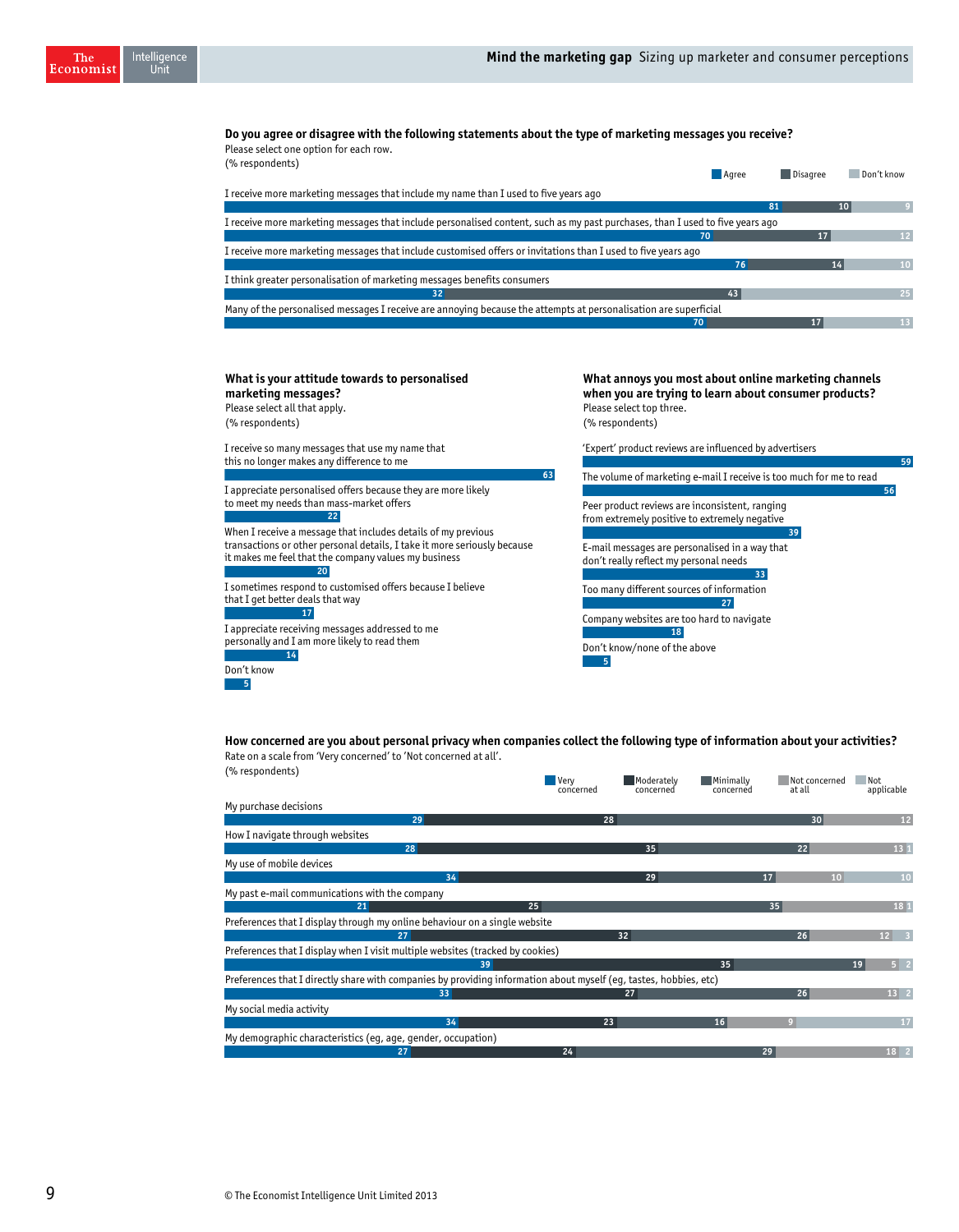**Do you agree or disagree with the following statements about the type of marketing messages you receive?**
Please select one option for each row.
(% respondents)

| Statement | Agree | Disagree | Don't know |
|---|---|---|---|
| I receive more marketing messages that include my name than I used to five years ago | 81 | 10 | 9 |
| I receive more marketing messages that include personalised content, such as my past purchases, than I used to five years ago | 70 | 17 | 12 |
| I receive more marketing messages that include customised offers or invitations than I used to five years ago | 76 | 14 | 10 |
| I think greater personalisation of marketing messages benefits consumers | 32 | 43 | 25 |
| Many of the personalised messages I receive are annoying because the attempts at personalisation are superficial | 70 | 17 | 13 |

**What is your attitude towards to personalised marketing messages?**
Please select all that apply.
(% respondents)

| Statement | % |
|---|---|
| I receive so many messages that use my name that this no longer makes any difference to me | 63 |
| I appreciate personalised offers because they are more likely to meet my needs than mass-market offers | 22 |
| When I receive a message that includes details of my previous transactions or other personal details, I take it more seriously because it makes me feel that the company values my business | 20 |
| I sometimes respond to customised offers because I believe that I get better deals that way | 17 |
| I appreciate receiving messages addressed to me personally and I am more likely to read them | 14 |
| Don't know | 5 |

**What annoys you most about online marketing channels when you are trying to learn about consumer products?**
Please select top three.
(% respondents)

| Statement | % |
|---|---|
| 'Expert' product reviews are influenced by advertisers | 59 |
| The volume of marketing e-mail I receive is too much for me to read | 56 |
| Peer product reviews are inconsistent, ranging from extremely positive to extremely negative | 39 |
| E-mail messages are personalised in a way that don't really reflect my personal needs | 33 |
| Too many different sources of information | 27 |
| Company websites are too hard to navigate | 18 |
| Don't know/none of the above | 5 |

**How concerned are you about personal privacy when companies collect the following type of information about your activities?**
Rate on a scale from 'Very concerned' to 'Not concerned at all'.
(% respondents)

| Type of information | Very concerned | Moderately concerned | Minimally concerned | Not concerned at all | Not applicable |
|---|---|---|---|---|---|
| My purchase decisions | 29 | 28 | 30 | 12 | |
| How I navigate through websites | 28 | 35 | 22 | 13 | 1 |
| My use of mobile devices | 34 | 29 | 17 | 10 | 10 |
| My past e-mail communications with the company | 21 | 25 | 35 | 18 | 1 |
| Preferences that I display through my online behaviour on a single website | 27 | 32 | 26 | 12 | 3 |
| Preferences that I display when I visit multiple websites (tracked by cookies) | 39 | 35 | 19 | 5 | 2 |
| Preferences that I directly share with companies by providing information about myself (eg, tastes, hobbies, etc) | 33 | 27 | 26 | 13 | 2 |
| My social media activity | 34 | 23 | 16 | 9 | 17 |
| My demographic characteristics (eg, age, gender, occupation) | 27 | 24 | 29 | 18 | 2 |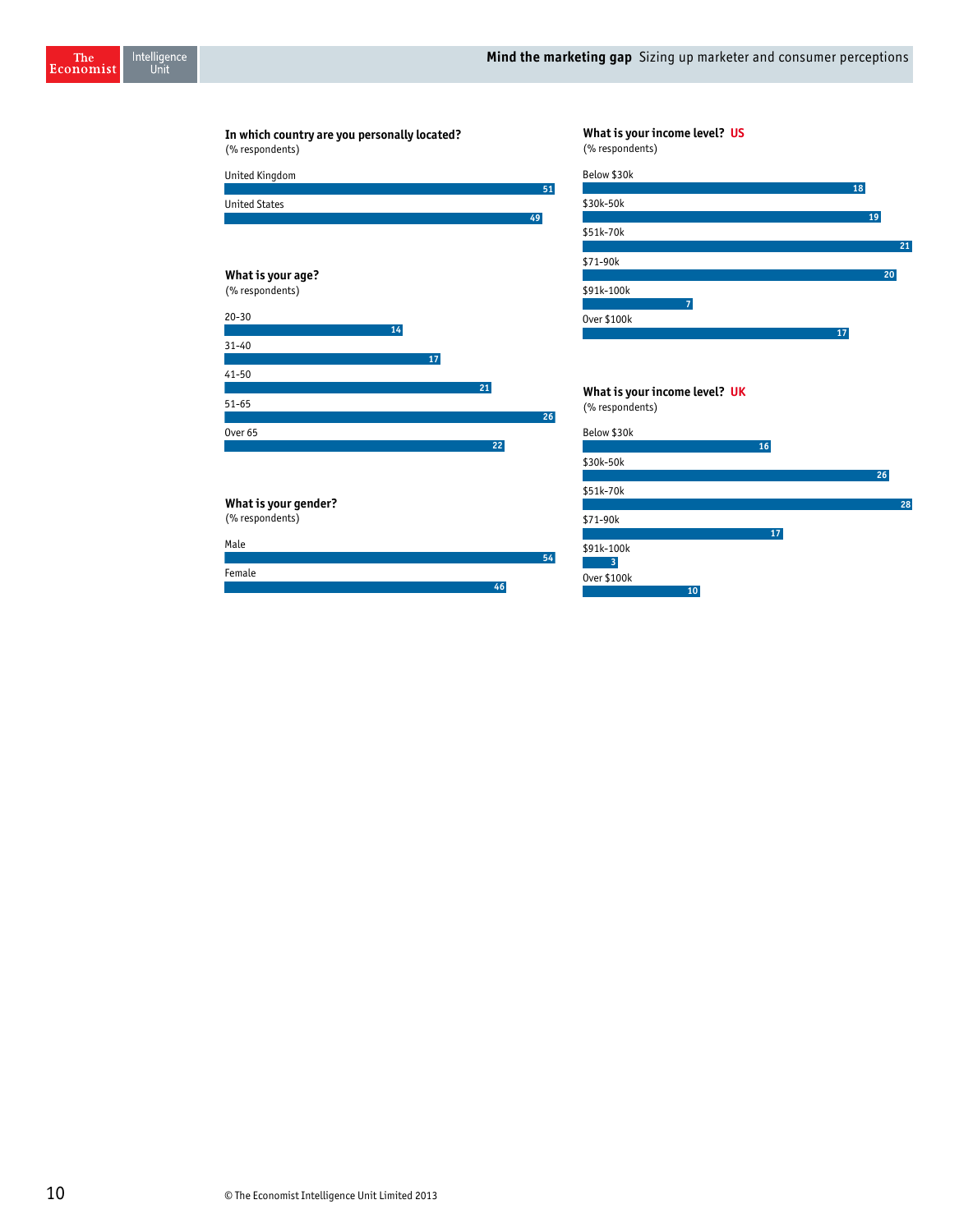**In which country are you personally located?**
(% respondents)

| Country | % |
|---|---|
| United Kingdom | 51 |
| United States | 49 |

**What is your age?**
(% respondents)

| Age | % |
|---|---|
| 20-30 | 14 |
| 31-40 | 17 |
| 41-50 | 21 |
| 51-65 | 26 |
| Over 65 | 22 |

**What is your gender?**
(% respondents)

| Gender | % |
|---|---|
| Male | 54 |
| Female | 46 |

**What is your income level? US**
(% respondents)

| Income | % |
|---|---|
| Below $30k | 18 |
| $30k-50k | 19 |
| $51k-70k | 21 |
| $71-90k | 20 |
| $91k-100k | 7 |
| Over $100k | 17 |

**What is your income level? UK**
(% respondents)

| Income | % |
|---|---|
| Below $30k | 16 |
| $30k-50k | 26 |
| $51k-70k | 28 |
| $71-90k | 17 |
| $91k-100k | 3 |
| Over $100k | 10 |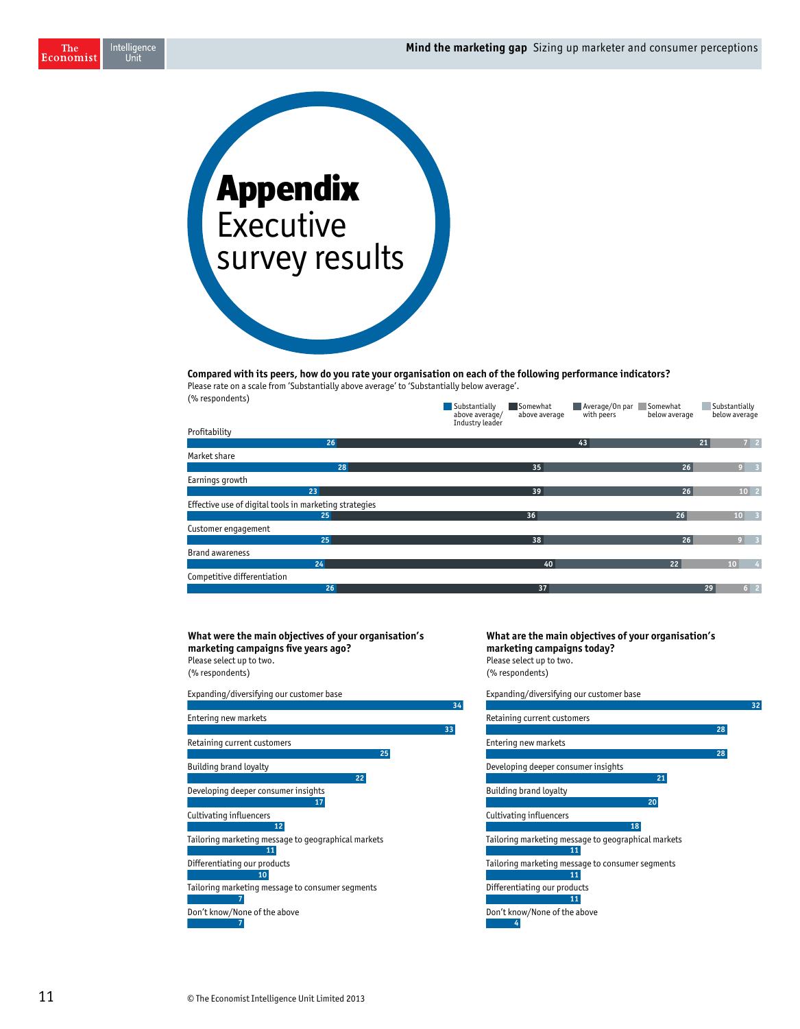# Appendix
## Executive survey results

**Compared with its peers, how do you rate your organisation on each of the following performance indicators?**
Please rate on a scale from 'Substantially above average' to 'Substantially below average'.
(% respondents)

| | Substantially above average/ Industry leader | Somewhat above average | Average/On par with peers | Somewhat below average | Substantially below average |
|---|---|---|---|---|---|
| Profitability | 26 | 43 | 21 | 7 | 2 |
| Market share | 28 | 35 | 26 | 9 | 3 |
| Earnings growth | 23 | 39 | 26 | 10 | 2 |
| Effective use of digital tools in marketing strategies | 25 | 36 | 26 | 10 | 3 |
| Customer engagement | 25 | 38 | 26 | 9 | 3 |
| Brand awareness | 24 | 40 | 22 | 10 | 4 |
| Competitive differentiation | 26 | 37 | 29 | 6 | 2 |

**What were the main objectives of your organisation's marketing campaigns five years ago?**
Please select up to two.
(% respondents)

| Objective | % |
|---|---|
| Expanding/diversifying our customer base | 34 |
| Entering new markets | 33 |
| Retaining current customers | 25 |
| Building brand loyalty | 22 |
| Developing deeper consumer insights | 17 |
| Cultivating influencers | 12 |
| Tailoring marketing message to geographical markets | 11 |
| Differentiating our products | 10 |
| Tailoring marketing message to consumer segments | 7 |
| Don't know/None of the above | 7 |

**What are the main objectives of your organisation's marketing campaigns today?**
Please select up to two.
(% respondents)

| Objective | % |
|---|---|
| Expanding/diversifying our customer base | 32 |
| Retaining current customers | 28 |
| Entering new markets | 28 |
| Developing deeper consumer insights | 21 |
| Building brand loyalty | 20 |
| Cultivating influencers | 18 |
| Tailoring marketing message to geographical markets | 11 |
| Tailoring marketing message to consumer segments | 11 |
| Differentiating our products | 11 |
| Don't know/None of the above | 4 |

© The Economist Intelligence Unit Limited 2013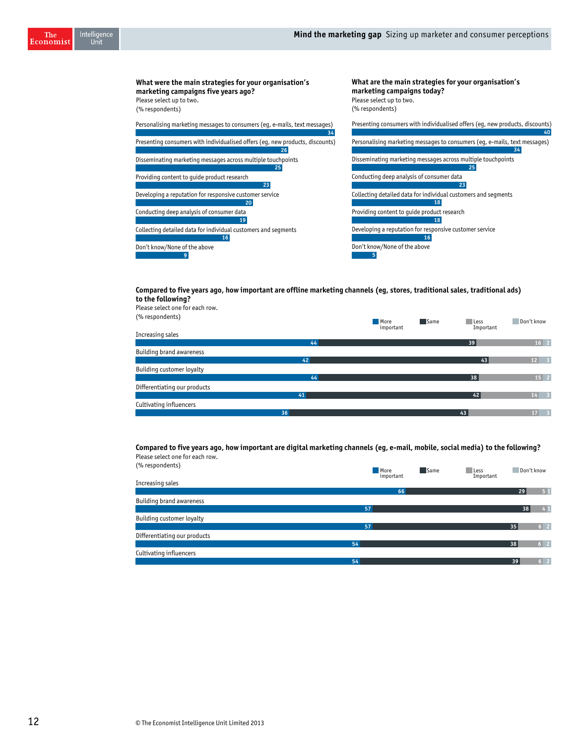**What were the main strategies for your organisation's marketing campaigns five years ago?**
Please select up to two.
(% respondents)

| Strategy | % |
|---|---|
| Personalising marketing messages to consumers (eg, e-mails, text messages) | 34 |
| Presenting consumers with individualised offers (eg, new products, discounts) | 26 |
| Disseminating marketing messages across multiple touchpoints | 25 |
| Providing content to guide product research | 23 |
| Developing a reputation for responsive customer service | 20 |
| Conducting deep analysis of consumer data | 19 |
| Collecting detailed data for individual customers and segments | 16 |
| Don't know/None of the above | 9 |

**What are the main strategies for your organisation's marketing campaigns today?**
Please select up to two.
(% respondents)

| Strategy | % |
|---|---|
| Presenting consumers with individualised offers (eg, new products, discounts) | 40 |
| Personalising marketing messages to consumers (eg, e-mails, text messages) | 34 |
| Disseminating marketing messages across multiple touchpoints | 25 |
| Conducting deep analysis of consumer data | 23 |
| Collecting detailed data for individual customers and segments | 18 |
| Providing content to guide product research | 18 |
| Developing a reputation for responsive customer service | 16 |
| Don't know/None of the above | 5 |

**Compared to five years ago, how important are offline marketing channels (eg, stores, traditional sales, traditional ads) to the following?**
Please select one for each row.
(% respondents)

| | More important | Same | Less Important | Don't know |
|---|---|---|---|---|
| Increasing sales | 44 | 39 | 16 | 2 |
| Building brand awareness | 42 | 43 | 12 | 3 |
| Building customer loyalty | 44 | 38 | 15 | 2 |
| Differentiating our products | 41 | 42 | 14 | 3 |
| Cultivating influencers | 36 | 43 | 17 | 3 |

**Compared to five years ago, how important are digital marketing channels (eg, e-mail, mobile, social media) to the following?**
Please select one for each row.
(% respondents)

| | More important | Same | Less Important | Don't know |
|---|---|---|---|---|
| Increasing sales | 66 | 29 | 5 | 1 |
| Building brand awareness | 57 | 38 | 4 | 1 |
| Building customer loyalty | 57 | 35 | 6 | 2 |
| Differentiating our products | 54 | 38 | 6 | 2 |
| Cultivating influencers | 54 | 39 | 6 | 2 |

© The Economist Intelligence Unit Limited 2013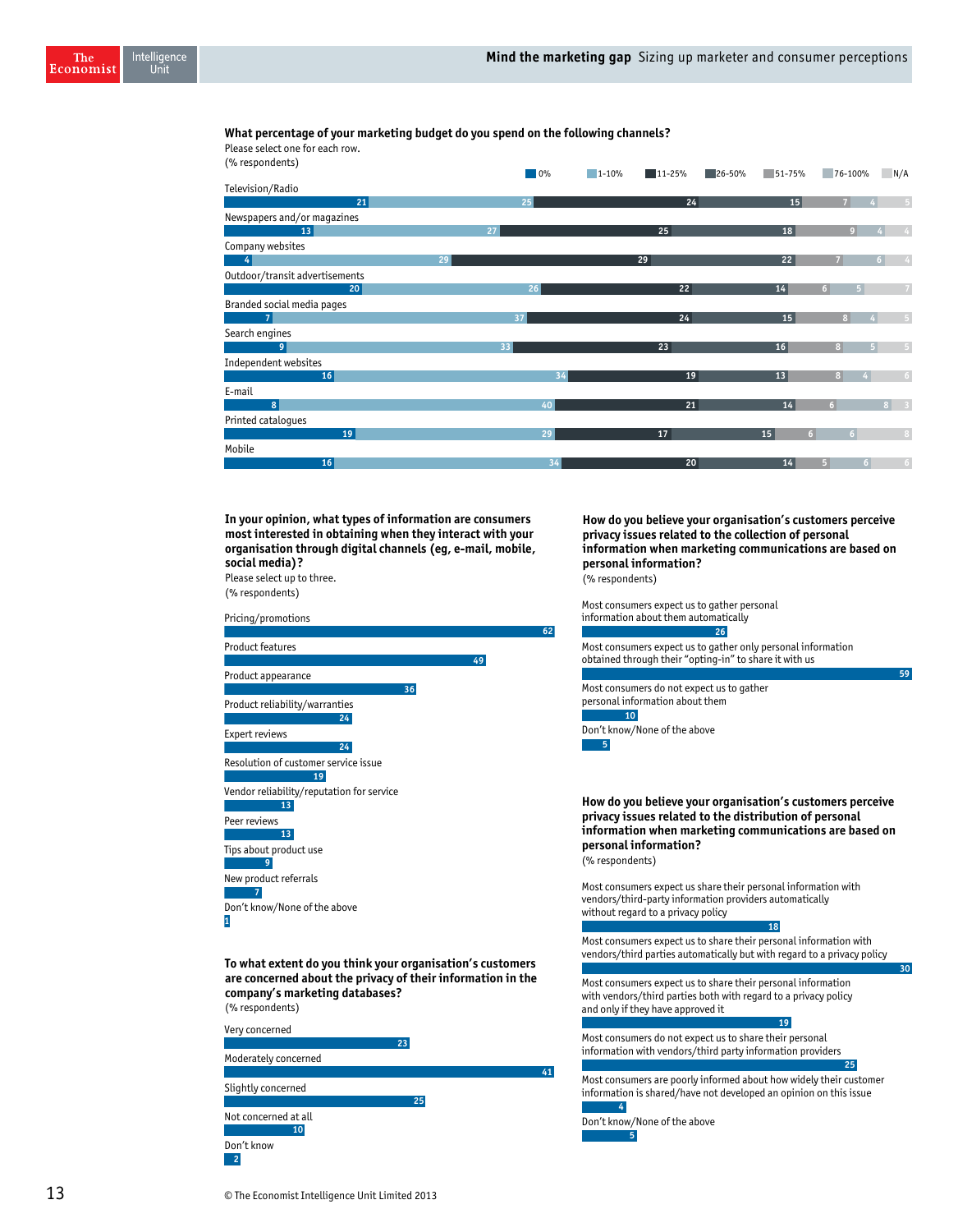**What percentage of your marketing budget do you spend on the following channels?**
Please select one for each row.
(% respondents)

| | 0% | 1-10% | 11-25% | 26-50% | 51-75% | 76-100% | N/A |
|---|---|---|---|---|---|---|---|
| Television/Radio | 21 | 25 | 24 | 15 | 7 | 4 | 5 |
| Newspapers and/or magazines | 13 | 27 | 25 | 18 | 9 | 4 | 4 |
| Company websites | 4 | 29 | 29 | 22 | 7 | 6 | 4 |
| Outdoor/transit advertisements | 20 | 26 | 22 | 14 | 6 | 5 | 7 |
| Branded social media pages | 7 | 37 | 24 | 15 | 8 | 4 | 5 |
| Search engines | 9 | 33 | 23 | 16 | 8 | 5 | 5 |
| Independent websites | 16 | 34 | 19 | 13 | 8 | 4 | 6 |
| E-mail | 8 | 40 | 21 | 14 | 6 | 8 | 3 |
| Printed catalogues | 19 | 29 | 17 | 15 | 6 | 6 | 8 |
| Mobile | 16 | 34 | 20 | 14 | 5 | 6 | 6 |

**In your opinion, what types of information are consumers most interested in obtaining when they interact with your organisation through digital channels (eg, e-mail, mobile, social media)?**
Please select up to three.
(% respondents)

| | % |
|---|---|
| Pricing/promotions | 62 |
| Product features | 49 |
| Product appearance | 36 |
| Product reliability/warranties | 24 |
| Expert reviews | 24 |
| Resolution of customer service issue | 19 |
| Vendor reliability/reputation for service | 13 |
| Peer reviews | 13 |
| Tips about product use | 9 |
| New product referrals | 7 |
| Don't know/None of the above | 1 |

**To what extent do you think your organisation's customers are concerned about the privacy of their information in the company's marketing databases?**
(% respondents)

| | % |
|---|---|
| Very concerned | 23 |
| Moderately concerned | 41 |
| Slightly concerned | 25 |
| Not concerned at all | 10 |
| Don't know | 2 |

**How do you believe your organisation's customers perceive privacy issues related to the collection of personal information when marketing communications are based on personal information?**
(% respondents)

| | % |
|---|---|
| Most consumers expect us to gather personal information about them automatically | 26 |
| Most consumers expect us to gather only personal information obtained through their "opting-in" to share it with us | 59 |
| Most consumers do not expect us to gather personal information about them | 10 |
| Don't know/None of the above | 5 |

**How do you believe your organisation's customers perceive privacy issues related to the distribution of personal information when marketing communications are based on personal information?**
(% respondents)

| | % |
|---|---|
| Most consumers expect us share their personal information with vendors/third-party information providers automatically without regard to a privacy policy | 18 |
| Most consumers expect us to share their personal information with vendors/third parties automatically but with regard to a privacy policy | 30 |
| Most consumers expect us to share their personal information with vendors/third parties both with regard to a privacy policy and only if they have approved it | 19 |
| Most consumers do not expect us to share their personal information with vendors/third party information providers | 25 |
| Most consumers are poorly informed about how widely their customer information is shared/have not developed an opinion on this issue | 4 |
| Don't know/None of the above | 5 |

© The Economist Intelligence Unit Limited 2013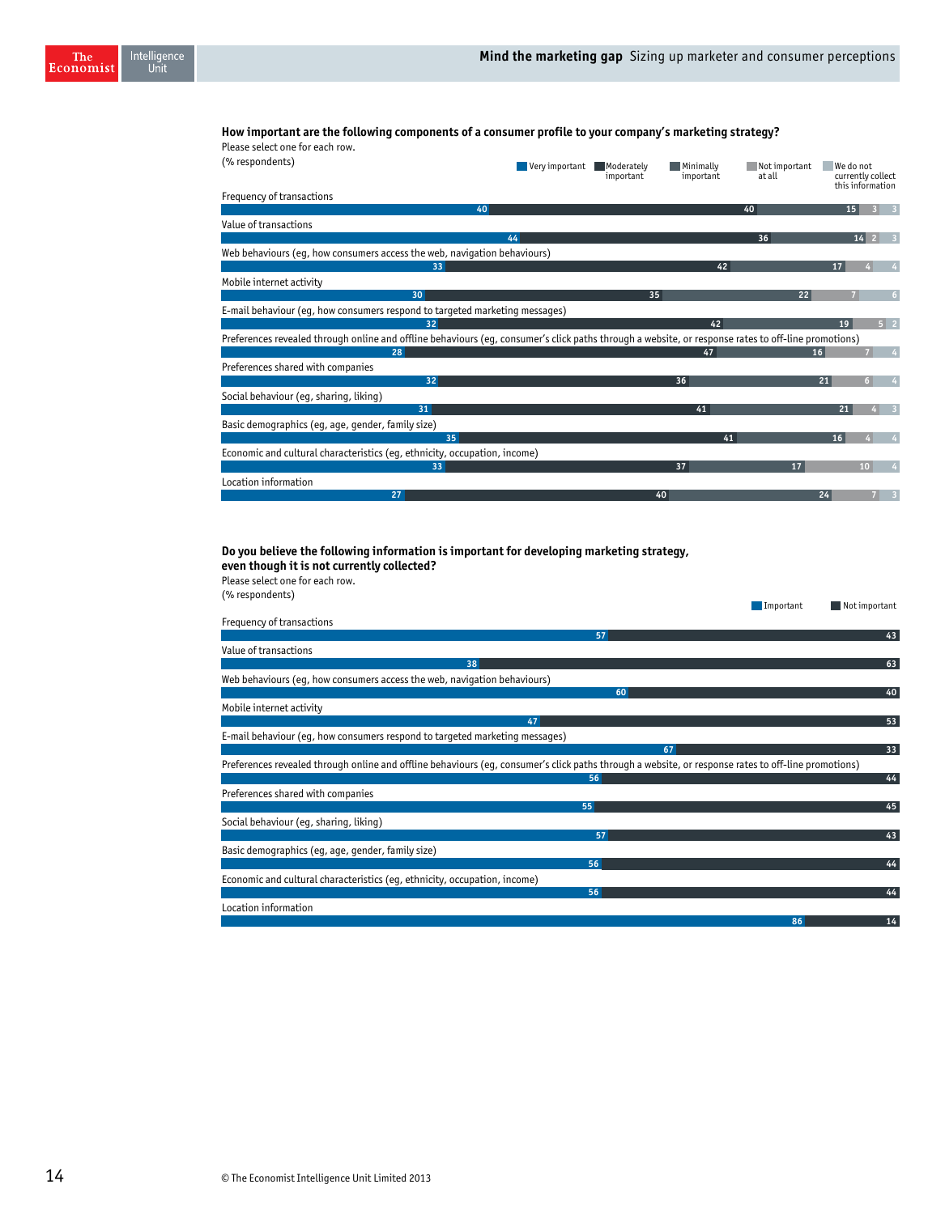**How important are the following components of a consumer profile to your company's marketing strategy?**
Please select one for each row.
(% respondents)

| | Very important | Moderately important | Minimally important | Not important at all | We do not currently collect this information |
|---|---|---|---|---|---|
| Frequency of transactions | 40 | 40 | 15 | 3 | 3 |
| Value of transactions | 44 | 36 | 14 | 2 | 3 |
| Web behaviours (eg, how consumers access the web, navigation behaviours) | 33 | 42 | 17 | 4 | 4 |
| Mobile internet activity | 30 | 35 | 22 | 7 | 6 |
| E-mail behaviour (eg, how consumers respond to targeted marketing messages) | 32 | 42 | 19 | 5 | 2 |
| Preferences revealed through online and offline behaviours (eg, consumer's click paths through a website, or response rates to off-line promotions) | 28 | 47 | 16 | 7 | 4 |
| Preferences shared with companies | 32 | 36 | 21 | 6 | 4 |
| Social behaviour (eg, sharing, liking) | 31 | 41 | 21 | 4 | 3 |
| Basic demographics (eg, age, gender, family size) | 35 | 41 | 16 | 4 | 4 |
| Economic and cultural characteristics (eg, ethnicity, occupation, income) | 33 | 37 | 17 | 10 | 4 |
| Location information | 27 | 40 | 24 | 7 | 3 |

**Do you believe the following information is important for developing marketing strategy, even though it is not currently collected?**
Please select one for each row.
(% respondents)

| | Important | Not important |
|---|---|---|
| Frequency of transactions | 57 | 43 |
| Value of transactions | 38 | 63 |
| Web behaviours (eg, how consumers access the web, navigation behaviours) | 60 | 40 |
| Mobile internet activity | 47 | 53 |
| E-mail behaviour (eg, how consumers respond to targeted marketing messages) | 67 | 33 |
| Preferences revealed through online and offline behaviours (eg, consumer's click paths through a website, or response rates to off-line promotions) | 56 | 44 |
| Preferences shared with companies | 55 | 45 |
| Social behaviour (eg, sharing, liking) | 57 | 43 |
| Basic demographics (eg, age, gender, family size) | 56 | 44 |
| Economic and cultural characteristics (eg, ethnicity, occupation, income) | 56 | 44 |
| Location information | 86 | 14 |

© The Economist Intelligence Unit Limited 2013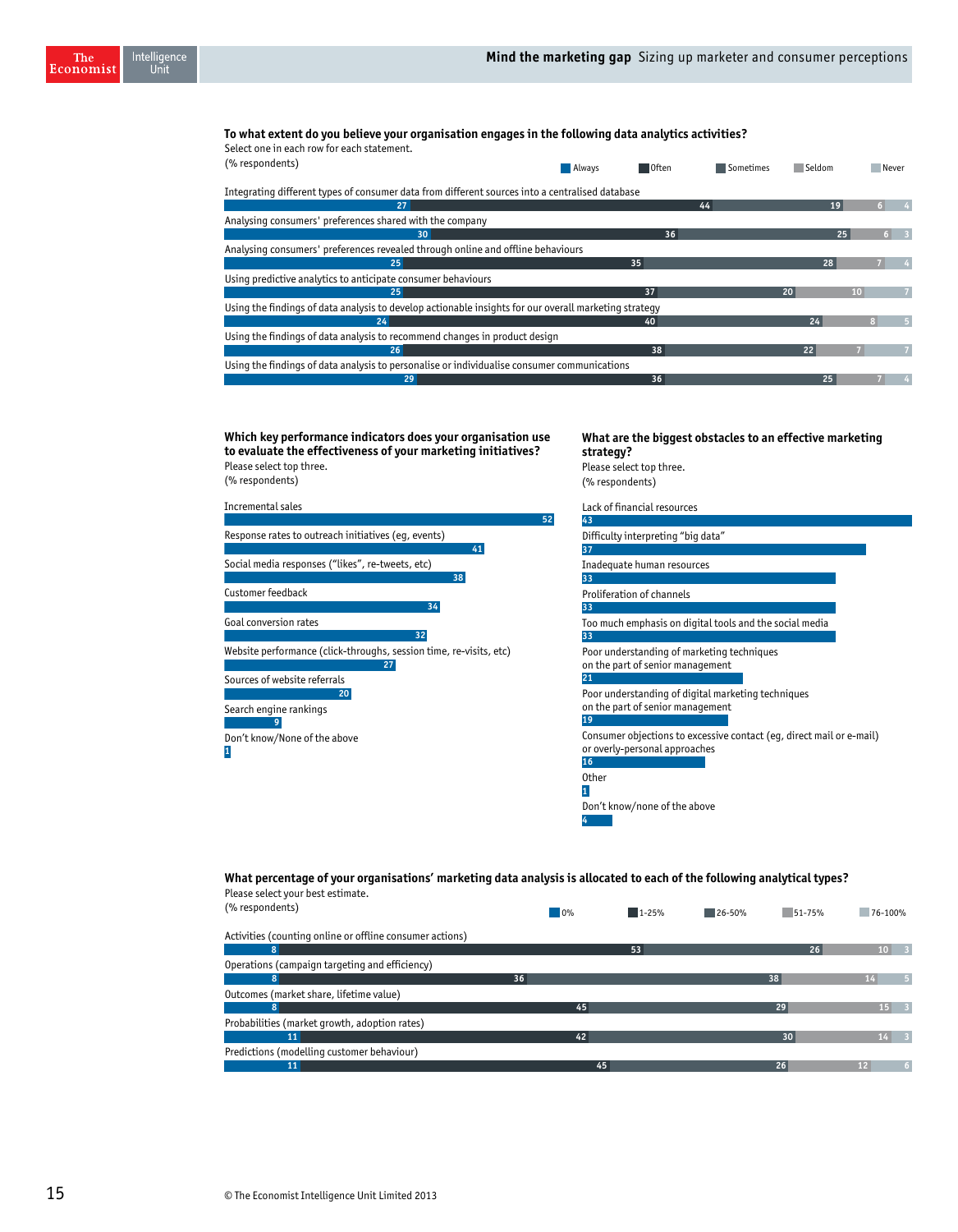**To what extent do you believe your organisation engages in the following data analytics activities?**
Select one in each row for each statement.
(% respondents)

| | Always | Often | Sometimes | Seldom | Never |
|---|---|---|---|---|---|
| Integrating different types of consumer data from different sources into a centralised database | 27 | 44 | 19 | 6 | 4 |
| Analysing consumers' preferences shared with the company | 30 | 36 | 25 | 6 | 3 |
| Analysing consumers' preferences revealed through online and offline behaviours | 25 | 35 | 28 | 7 | 4 |
| Using predictive analytics to anticipate consumer behaviours | 25 | 37 | 20 | 10 | 7 |
| Using the findings of data analysis to develop actionable insights for our overall marketing strategy | 24 | 40 | 24 | 8 | 5 |
| Using the findings of data analysis to recommend changes in product design | 26 | 38 | 22 | 7 | 7 |
| Using the findings of data analysis to personalise or individualise consumer communications | 29 | 36 | 25 | 7 | 4 |

**Which key performance indicators does your organisation use to evaluate the effectiveness of your marketing initiatives?**
Please select top three.
(% respondents)

| | % |
|---|---|
| Incremental sales | 52 |
| Response rates to outreach initiatives (eg, events) | 41 |
| Social media responses ("likes", re-tweets, etc) | 38 |
| Customer feedback | 34 |
| Goal conversion rates | 32 |
| Website performance (click-throughs, session time, re-visits, etc) | 27 |
| Sources of website referrals | 20 |
| Search engine rankings | 9 |
| Don't know/None of the above | 1 |

**What are the biggest obstacles to an effective marketing strategy?**
Please select top three.
(% respondents)

| | % |
|---|---|
| Lack of financial resources | 43 |
| Difficulty interpreting "big data" | 37 |
| Inadequate human resources | 33 |
| Proliferation of channels | 33 |
| Too much emphasis on digital tools and the social media | 33 |
| Poor understanding of marketing techniques on the part of senior management | 21 |
| Poor understanding of digital marketing techniques on the part of senior management | 19 |
| Consumer objections to excessive contact (eg, direct mail or e-mail) or overly-personal approaches | 16 |
| Other | 1 |
| Don't know/none of the above | 4 |

**What percentage of your organisations' marketing data analysis is allocated to each of the following analytical types?**
Please select your best estimate.
(% respondents)

| | 0% | 1-25% | 26-50% | 51-75% | 76-100% |
|---|---|---|---|---|---|
| Activities (counting online or offline consumer actions) | 8 | 53 | 26 | 10 | 3 |
| Operations (campaign targeting and efficiency) | 8 | 36 | 38 | 14 | 5 |
| Outcomes (market share, lifetime value) | 8 | 45 | 29 | 15 | 3 |
| Probabilities (market growth, adoption rates) | 11 | 42 | 30 | 14 | 3 |
| Predictions (modelling customer behaviour) | 11 | 45 | 26 | 12 | 6 |

© The Economist Intelligence Unit Limited 2013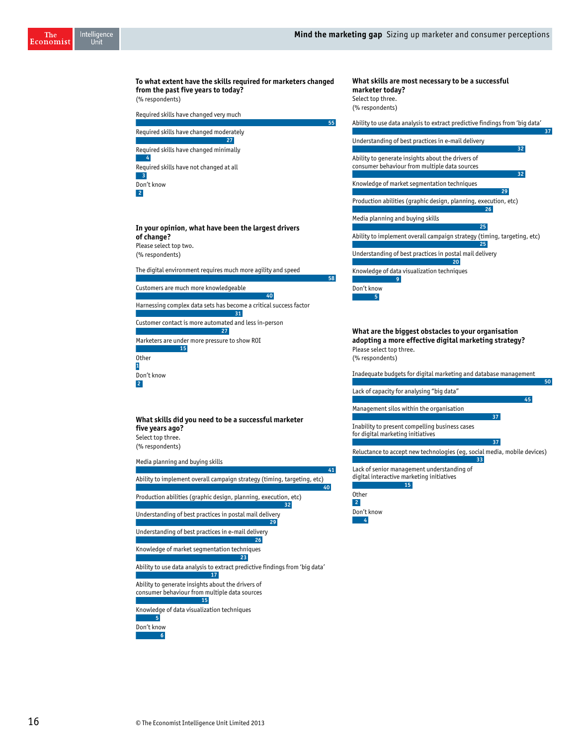**To what extent have the skills required for marketers changed from the past five years to today?**
(% respondents)

| Response | % |
|---|---|
| Required skills have changed very much | 55 |
| Required skills have changed moderately | 27 |
| Required skills have changed minimally | 4 |
| Required skills have not changed at all | 3 |
| Don't know | 2 |

**In your opinion, what have been the largest drivers of change?**
Please select top two.
(% respondents)

| Response | % |
|---|---|
| The digital environment requires much more agility and speed | 58 |
| Customers are much more knowledgeable | 40 |
| Harnessing complex data sets has become a critical success factor | 31 |
| Customer contact is more automated and less in-person | 27 |
| Marketers are under more pressure to show ROI | 15 |
| Other | 1 |
| Don't know | 2 |

**What skills did you need to be a successful marketer five years ago?**
Select top three.
(% respondents)

| Response | % |
|---|---|
| Media planning and buying skills | 41 |
| Ability to implement overall campaign strategy (timing, targeting, etc) | 40 |
| Production abilities (graphic design, planning, execution, etc) | 32 |
| Understanding of best practices in postal mail delivery | 29 |
| Understanding of best practices in e-mail delivery | 26 |
| Knowledge of market segmentation techniques | 23 |
| Ability to use data analysis to extract predictive findings from 'big data' | 17 |
| Ability to generate insights about the drivers of consumer behaviour from multiple data sources | 15 |
| Knowledge of data visualization techniques | 5 |
| Don't know | 6 |

**What skills are most necessary to be a successful marketer today?**
Select top three.
(% respondents)

| Response | % |
|---|---|
| Ability to use data analysis to extract predictive findings from 'big data' | 37 |
| Understanding of best practices in e-mail delivery | 32 |
| Ability to generate insights about the drivers of consumer behaviour from multiple data sources | 32 |
| Knowledge of market segmentation techniques | 29 |
| Production abilities (graphic design, planning, execution, etc) | 26 |
| Media planning and buying skills | 25 |
| Ability to implement overall campaign strategy (timing, targeting, etc) | 25 |
| Understanding of best practices in postal mail delivery | 20 |
| Knowledge of data visualization techniques | 9 |
| Don't know | 5 |

**What are the biggest obstacles to your organisation adopting a more effective digital marketing strategy?**
Please select top three.
(% respondents)

| Response | % |
|---|---|
| Inadequate budgets for digital marketing and database management | 50 |
| Lack of capacity for analysing "big data" | 45 |
| Management silos within the organisation | 37 |
| Inability to present compelling business cases for digital marketing initiatives | 37 |
| Reluctance to accept new technologies (eg, social media, mobile devices) | 33 |
| Lack of senior management understanding of digital interactive marketing initiatives | 15 |
| Other | 2 |
| Don't know | 4 |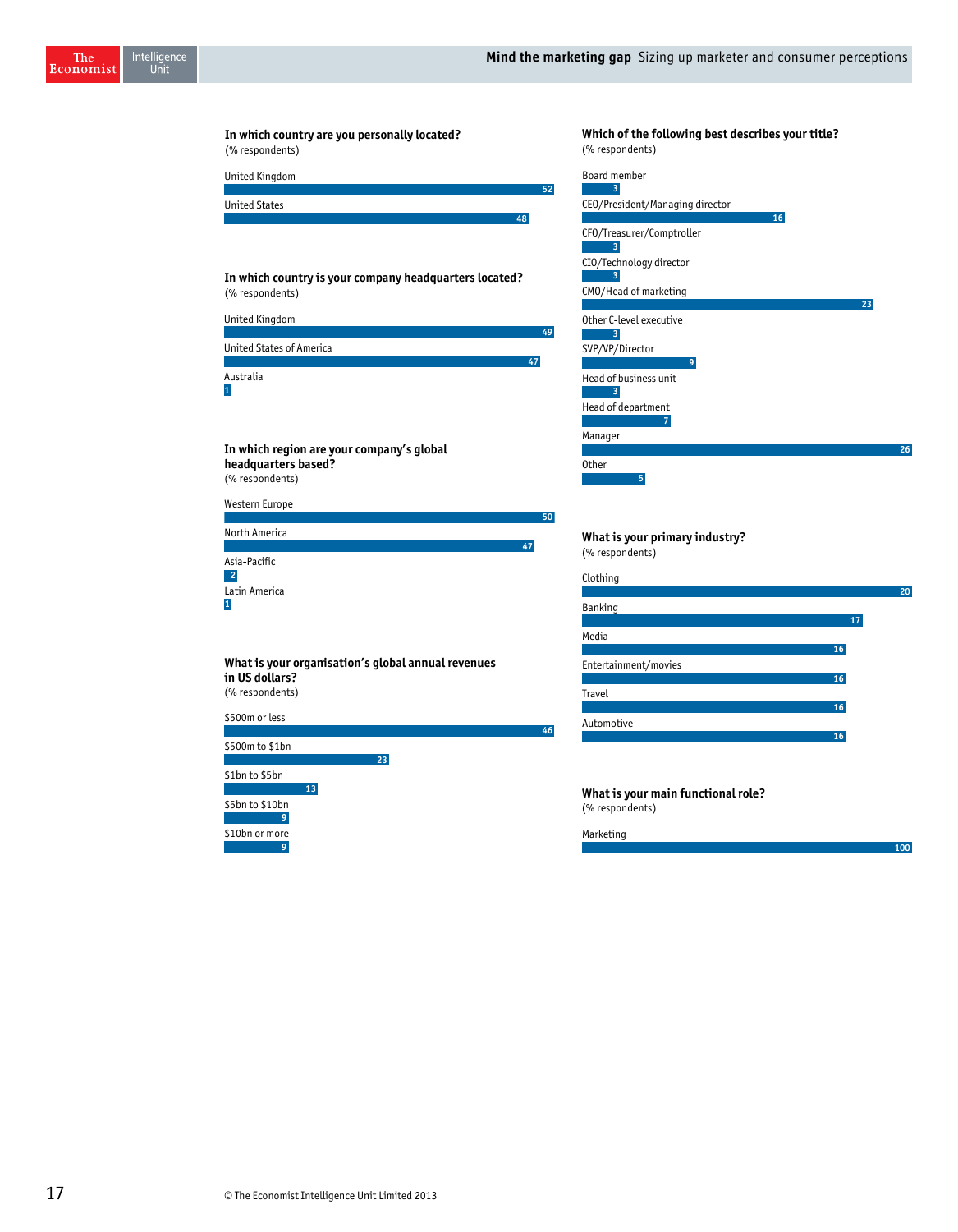**In which country are you personally located?**
(% respondents)

| Country | % |
|---|---|
| United Kingdom | 52 |
| United States | 48 |

**In which country is your company headquarters located?**
(% respondents)

| Country | % |
|---|---|
| United Kingdom | 49 |
| United States of America | 47 |
| Australia | 1 |

**In which region are your company's global headquarters based?**
(% respondents)

| Region | % |
|---|---|
| Western Europe | 50 |
| North America | 47 |
| Asia-Pacific | 2 |
| Latin America | 1 |

**What is your organisation's global annual revenues in US dollars?**
(% respondents)

| Revenues | % |
|---|---|
| $500m or less | 46 |
| $500m to $1bn | 23 |
| $1bn to $5bn | 13 |
| $5bn to $10bn | 9 |
| $10bn or more | 9 |

**Which of the following best describes your title?**
(% respondents)

| Title | % |
|---|---|
| Board member | 3 |
| CEO/President/Managing director | 16 |
| CFO/Treasurer/Comptroller | 3 |
| CIO/Technology director | 3 |
| CMO/Head of marketing | 23 |
| Other C-level executive | 3 |
| SVP/VP/Director | 9 |
| Head of business unit | 3 |
| Head of department | 7 |
| Manager | 26 |
| Other | 5 |

**What is your primary industry?**
(% respondents)

| Industry | % |
|---|---|
| Clothing | 20 |
| Banking | 17 |
| Media | 16 |
| Entertainment/movies | 16 |
| Travel | 16 |
| Automotive | 16 |

**What is your main functional role?**
(% respondents)

| Role | % |
|---|---|
| Marketing | 100 |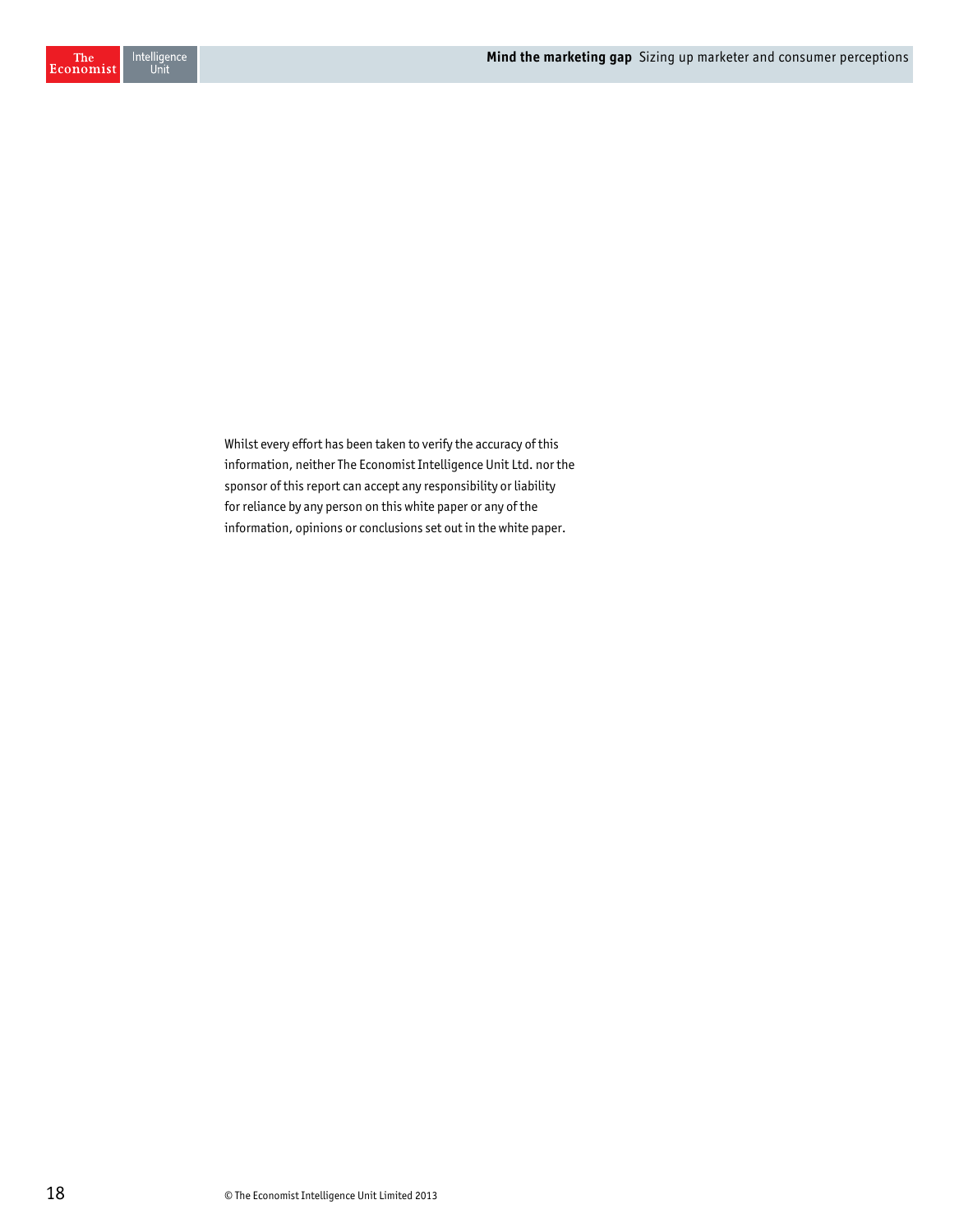Whilst every effort has been taken to verify the accuracy of this information, neither The Economist Intelligence Unit Ltd. nor the sponsor of this report can accept any responsibility or liability for reliance by any person on this white paper or any of the information, opinions or conclusions set out in the white paper.

© The Economist Intelligence Unit Limited 2013